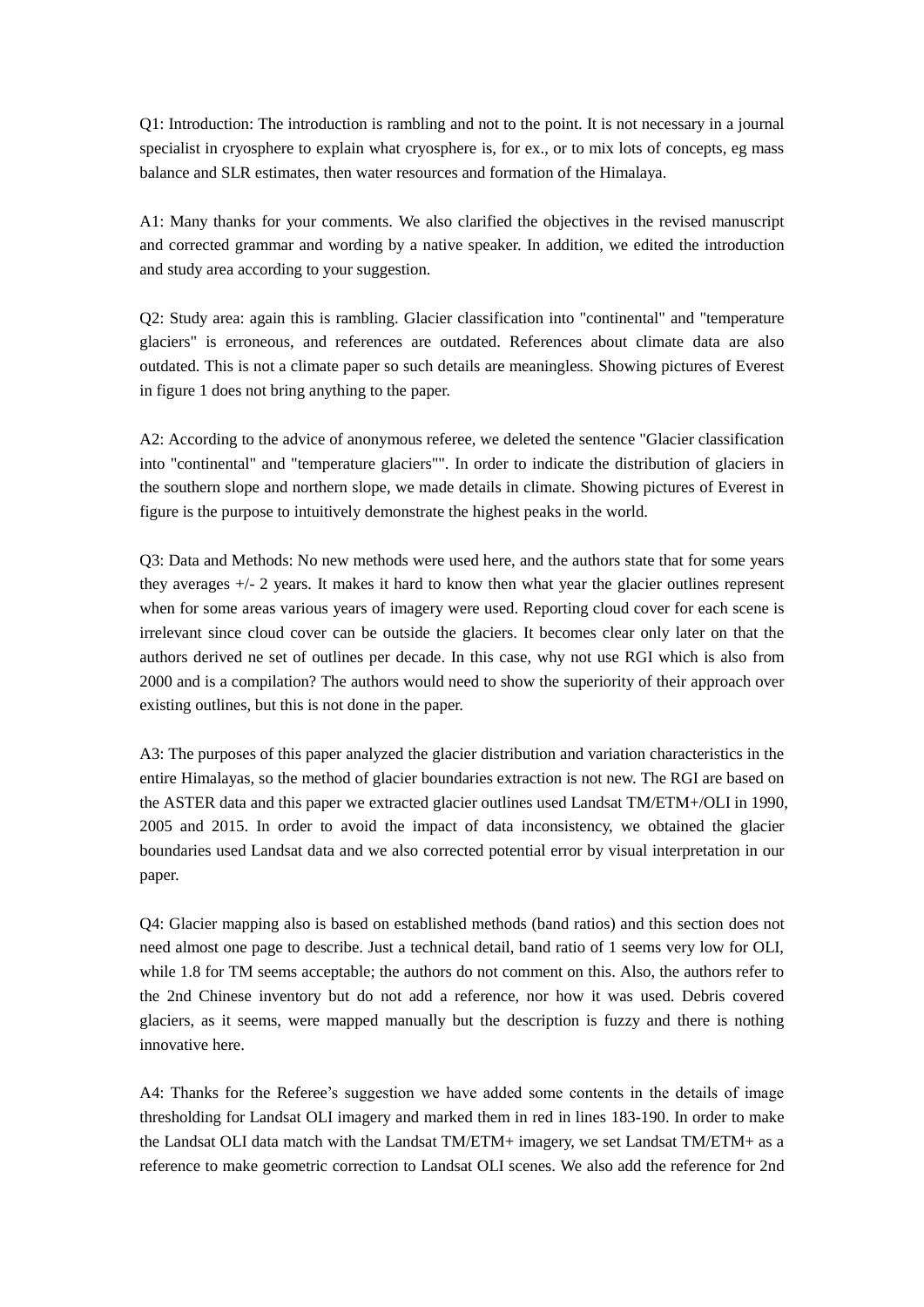Q1: Introduction: The introduction is rambling and not to the point. It is not necessary in a journal specialist in cryosphere to explain what cryosphere is, for ex., or to mix lots of concepts, eg mass balance and SLR estimates, then water resources and formation of the Himalaya.

A1: Many thanks for your comments. We also clarified the objectives in the revised manuscript and corrected grammar and wording by a native speaker. In addition, we edited the introduction and study area according to your suggestion.

Q2: Study area: again this is rambling. Glacier classification into "continental" and "temperature glaciers" is erroneous, and references are outdated. References about climate data are also outdated. This is not a climate paper so such details are meaningless. Showing pictures of Everest in figure 1 does not bring anything to the paper.

A2: According to the advice of anonymous referee, we deleted the sentence "Glacier classification into "continental" and "temperature glaciers"". In order to indicate the distribution of glaciers in the southern slope and northern slope, we made details in climate. Showing pictures of Everest in figure is the purpose to intuitively demonstrate the highest peaks in the world.

Q3: Data and Methods: No new methods were used here, and the authors state that for some years they averages +/- 2 years. It makes it hard to know then what year the glacier outlines represent when for some areas various years of imagery were used. Reporting cloud cover for each scene is irrelevant since cloud cover can be outside the glaciers. It becomes clear only later on that the authors derived ne set of outlines per decade. In this case, why not use RGI which is also from 2000 and is a compilation? The authors would need to show the superiority of their approach over existing outlines, but this is not done in the paper.

A3: The purposes of this paper analyzed the glacier distribution and variation characteristics in the entire Himalayas, so the method of glacier boundaries extraction is not new. The RGI are based on the ASTER data and this paper we extracted glacier outlines used Landsat TM/ETM+/OLI in 1990, 2005 and 2015. In order to avoid the impact of data inconsistency, we obtained the glacier boundaries used Landsat data and we also corrected potential error by visual interpretation in our paper.

Q4: Glacier mapping also is based on established methods (band ratios) and this section does not need almost one page to describe. Just a technical detail, band ratio of 1 seems very low for OLI, while 1.8 for TM seems acceptable; the authors do not comment on this. Also, the authors refer to the 2nd Chinese inventory but do not add a reference, nor how it was used. Debris covered glaciers, as it seems, were mapped manually but the description is fuzzy and there is nothing innovative here.

A4: Thanks for the Referee's suggestion we have added some contents in the details of image thresholding for Landsat OLI imagery and marked them in red in lines 183-190. In order to make the Landsat OLI data match with the Landsat TM/ETM+ imagery, we set Landsat TM/ETM+ as a reference to make geometric correction to Landsat OLI scenes. We also add the reference for 2nd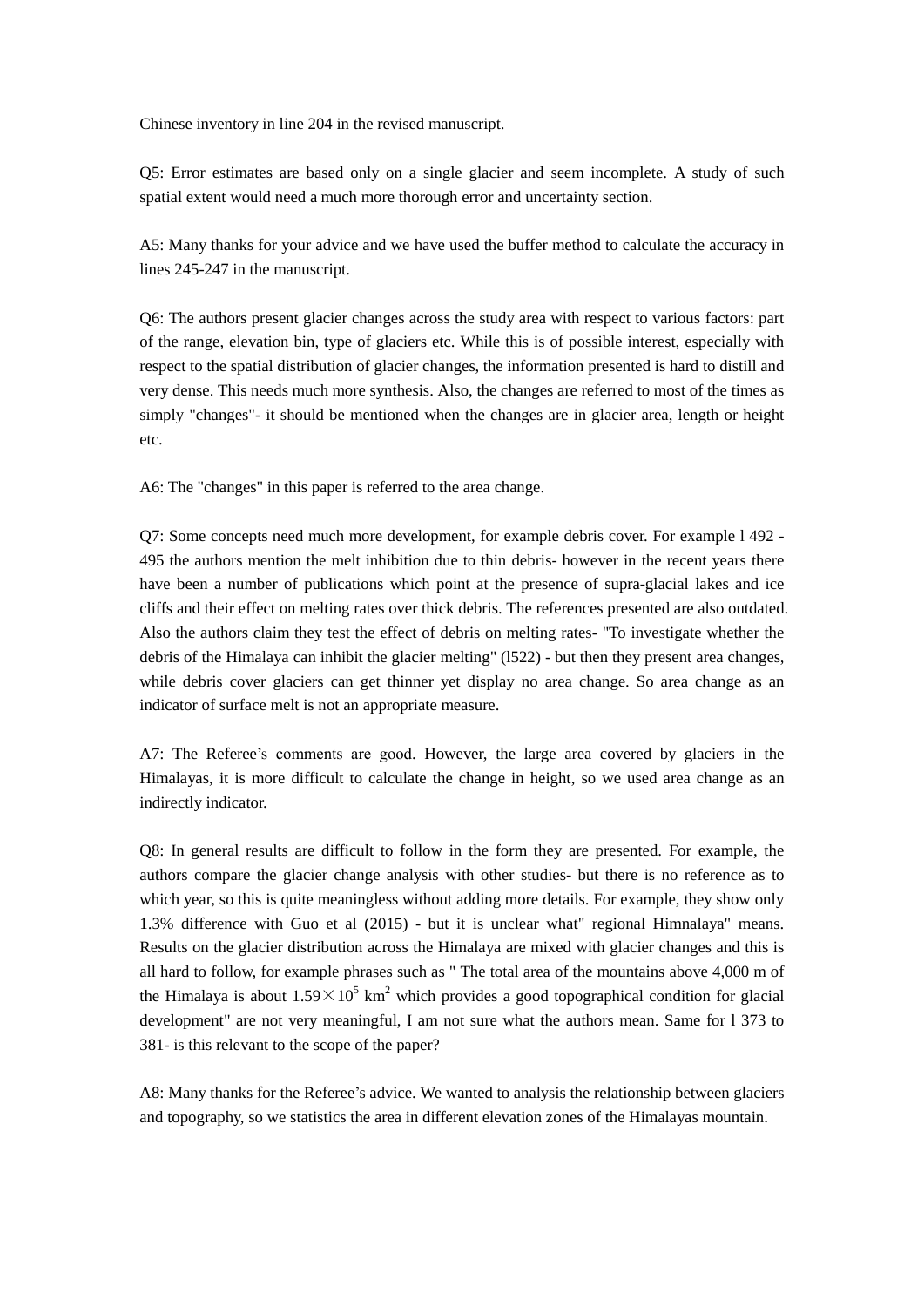Chinese inventory in line 204 in the revised manuscript.

Q5: Error estimates are based only on a single glacier and seem incomplete. A study of such spatial extent would need a much more thorough error and uncertainty section.

A5: Many thanks for your advice and we have used the buffer method to calculate the accuracy in lines 245-247 in the manuscript.

Q6: The authors present glacier changes across the study area with respect to various factors: part of the range, elevation bin, type of glaciers etc. While this is of possible interest, especially with respect to the spatial distribution of glacier changes, the information presented is hard to distill and very dense. This needs much more synthesis. Also, the changes are referred to most of the times as simply "changes"- it should be mentioned when the changes are in glacier area, length or height etc.

A6: The "changes" in this paper is referred to the area change.

Q7: Some concepts need much more development, for example debris cover. For example l 492 - 495 the authors mention the melt inhibition due to thin debris- however in the recent years there have been a number of publications which point at the presence of supra-glacial lakes and ice cliffs and their effect on melting rates over thick debris. The references presented are also outdated. Also the authors claim they test the effect of debris on melting rates- "To investigate whether the debris of the Himalaya can inhibit the glacier melting" (l522) - but then they present area changes, while debris cover glaciers can get thinner yet display no area change. So area change as an indicator of surface melt is not an appropriate measure.

A7: The Referee's comments are good. However, the large area covered by glaciers in the Himalayas, it is more difficult to calculate the change in height, so we used area change as an indirectly indicator.

Q8: In general results are difficult to follow in the form they are presented. For example, the authors compare the glacier change analysis with other studies- but there is no reference as to which year, so this is quite meaningless without adding more details. For example, they show only 1.3% difference with Guo et al (2015) - but it is unclear what" regional Himnalaya" means. Results on the glacier distribution across the Himalaya are mixed with glacier changes and this is all hard to follow, for example phrases such as " The total area of the mountains above 4,000 m of the Himalaya is about $1.59\times10^5$ km$^2$ which provides a good topographical condition for glacial development" are not very meaningful, I am not sure what the authors mean. Same for l 373 to 381- is this relevant to the scope of the paper?

A8: Many thanks for the Referee's advice. We wanted to analysis the relationship between glaciers and topography, so we statistics the area in different elevation zones of the Himalayas mountain.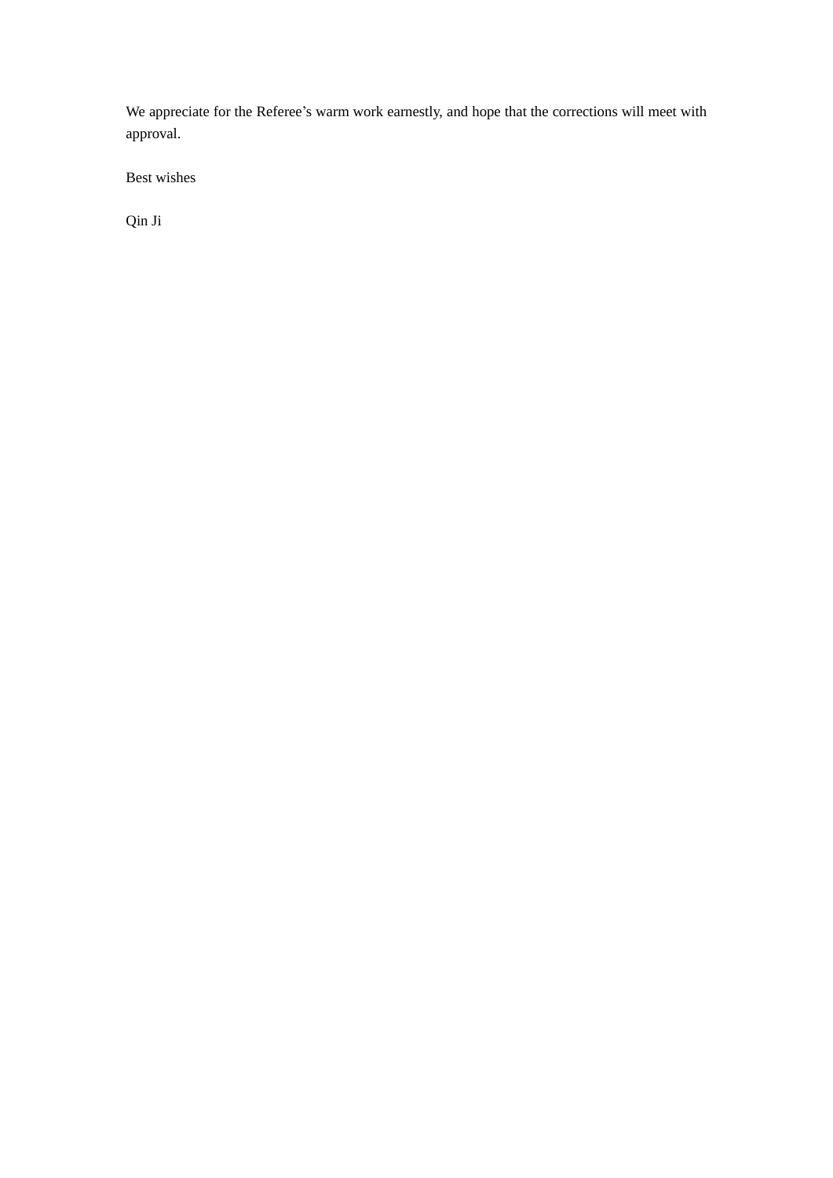We appreciate for the Referee's warm work earnestly, and hope that the corrections will meet with approval.

Best wishes

Qin Ji